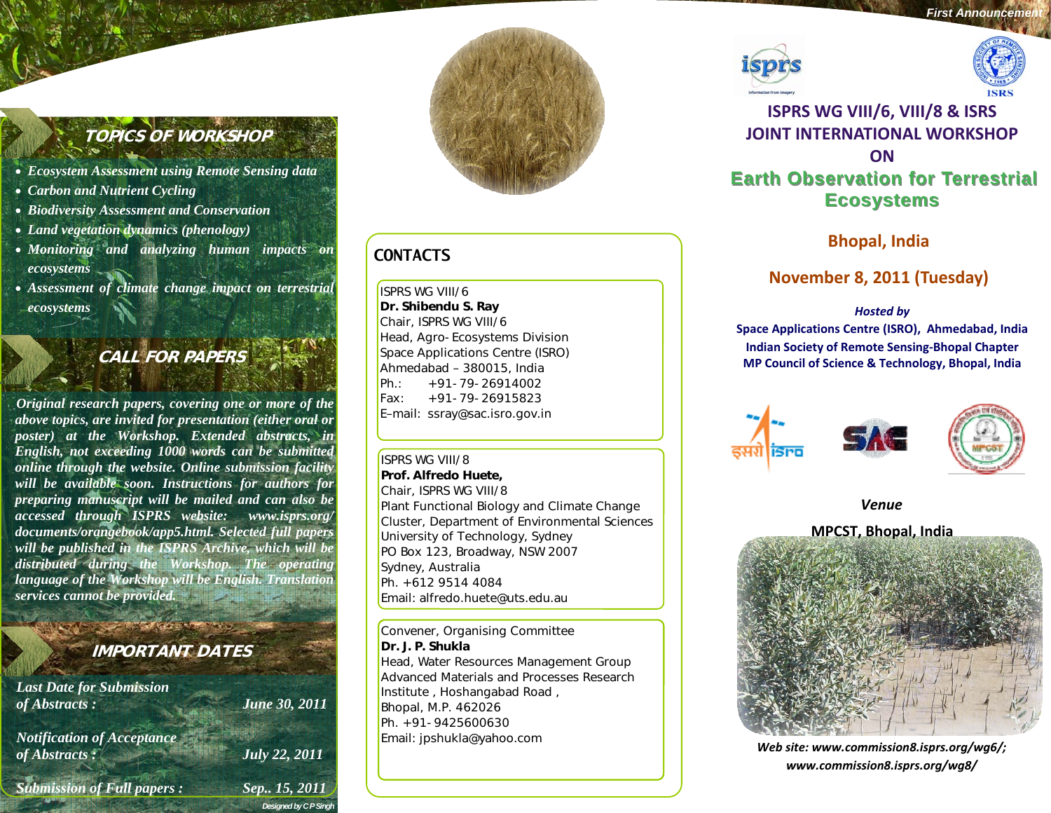First Announcement

# ISPRS WG VIII/6, VIII/8 & ISRS JOINT INTERNATIONAL WORKSHOP ON

# Earth Observation for Terrestrial Ecosystems

## Bhopal, India

## November 8, 2011 (Tuesday)

*Hosted by*

**Space Applications Centre (ISRO), Ahmedabad, India**
**Indian Society of Remote Sensing-Bhopal Chapter**
**MP Council of Science & Technology, Bhopal, India**

***Venue***

**MPCST, Bhopal, India**

***Web site: www.commission8.isprs.org/wg6/; www.commission8.isprs.org/wg8/***

## TOPICS OF WORKSHOP

- *Ecosystem Assessment using Remote Sensing data*
- *Carbon and Nutrient Cycling*
- *Biodiversity Assessment and Conservation*
- *Land vegetation dynamics (phenology)*
- *Monitoring and analyzing human impacts on ecosystems*
- *Assessment of climate change impact on terrestrial ecosystems*

## CALL FOR PAPERS

*Original research papers, covering one or more of the above topics, are invited for presentation (either oral or poster) at the Workshop. Extended abstracts, in English, not exceeding 1000 words can be submitted online through the website. Online submission facility will be available soon. Instructions for authors for preparing manuscript will be mailed and can also be accessed through ISPRS website: www.isprs.org/documents/orangebook/app5.html. Selected full papers will be published in the ISPRS Archive, which will be distributed during the Workshop. The operating language of the Workshop will be English. Translation services cannot be provided.*

## IMPORTANT DATES

| | |
|---|---|
| *Last Date for Submission of Abstracts :* | *June 30, 2011* |
| *Notification of Acceptance of Abstracts :* | *July 22, 2011* |
| *Submission of Full papers :* | *Sep.. 15, 2011* |

*Designed by C P Singh*

## CONTACTS

ISPRS WG VIII/6
**Dr. Shibendu S. Ray**
Chair, ISPRS WG VIII/6
Head, Agro-Ecosystems Division
Space Applications Centre (ISRO)
Ahmedabad – 380015, India
Ph.: +91-79-26914002
Fax: +91-79-26915823
E-mail: ssray@sac.isro.gov.in

ISPRS WG VIII/8
**Prof. Alfredo Huete,**
Chair, ISPRS WG VIII/8
Plant Functional Biology and Climate Change Cluster, Department of Environmental Sciences
University of Technology, Sydney
PO Box 123, Broadway, NSW 2007
Sydney, Australia
Ph. +612 9514 4084
Email: alfredo.huete@uts.edu.au

Convener, Organising Committee
**Dr. J. P. Shukla**
Head, Water Resources Management Group
Advanced Materials and Processes Research Institute , Hoshangabad Road ,
Bhopal, M.P. 462026
Ph. +91-9425600630
Email: jpshukla@yahoo.com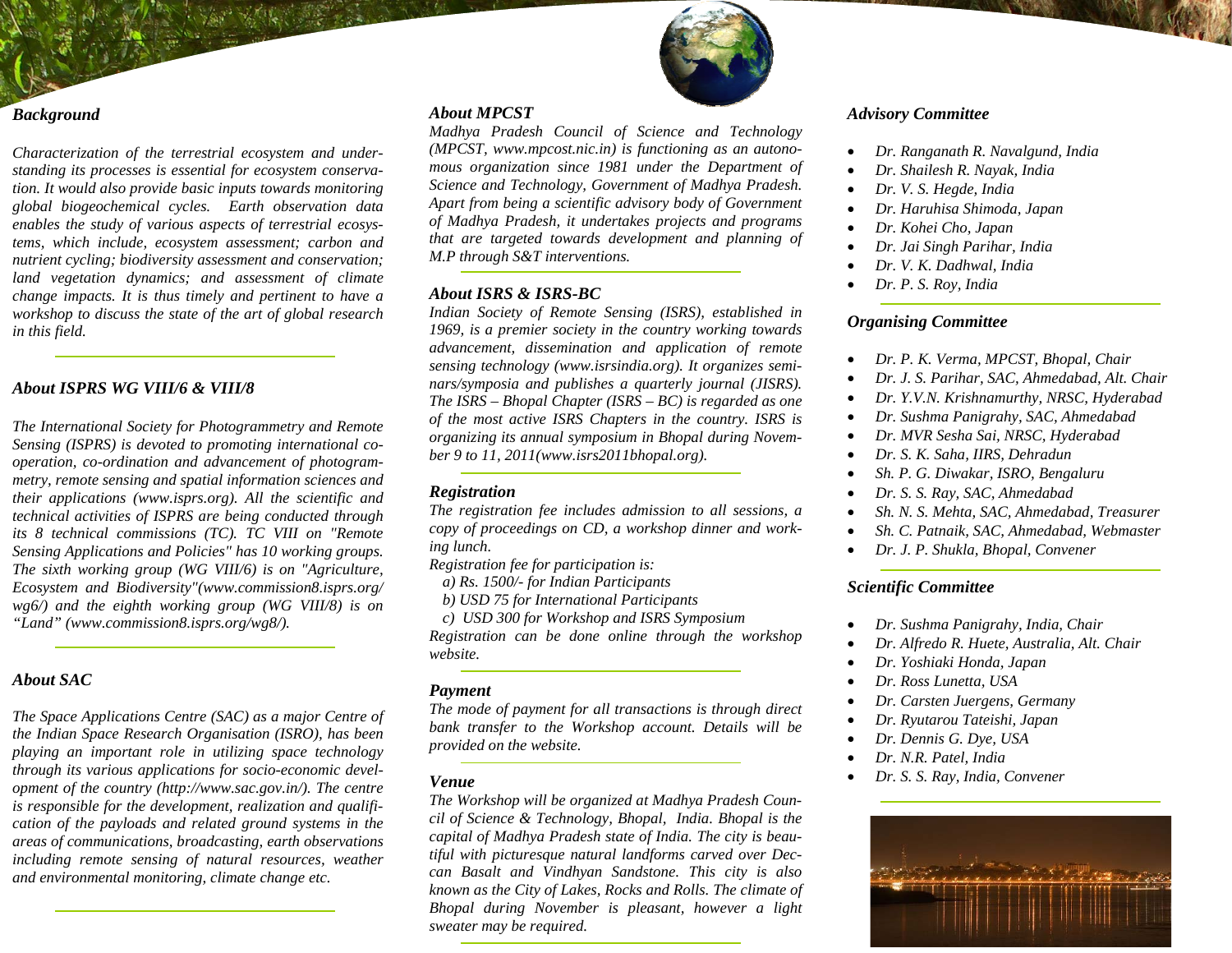## *Background*

*Characterization of the terrestrial ecosystem and understanding its processes is essential for ecosystem conservation. It would also provide basic inputs towards monitoring global biogeochemical cycles. Earth observation data enables the study of various aspects of terrestrial ecosystems, which include, ecosystem assessment; carbon and nutrient cycling; biodiversity assessment and conservation; land vegetation dynamics; and assessment of climate change impacts. It is thus timely and pertinent to have a workshop to discuss the state of the art of global research in this field.*

## *About ISPRS WG VIII/6 & VIII/8*

*The International Society for Photogrammetry and Remote Sensing (ISPRS) is devoted to promoting international co-operation, co-ordination and advancement of photogrammetry, remote sensing and spatial information sciences and their applications (www.isprs.org). All the scientific and technical activities of ISPRS are being conducted through its 8 technical commissions (TC). TC VIII on "Remote Sensing Applications and Policies" has 10 working groups. The sixth working group (WG VIII/6) is on "Agriculture, Ecosystem and Biodiversity"(www.commission8.isprs.org/wg6/) and the eighth working group (WG VIII/8) is on "Land" (www.commission8.isprs.org/wg8/).*

## *About SAC*

*The Space Applications Centre (SAC) as a major Centre of the Indian Space Research Organisation (ISRO), has been playing an important role in utilizing space technology through its various applications for socio-economic development of the country (http://www.sac.gov.in/). The centre is responsible for the development, realization and qualification of the payloads and related ground systems in the areas of communications, broadcasting, earth observations including remote sensing of natural resources, weather and environmental monitoring, climate change etc.*

## *About MPCST*

*Madhya Pradesh Council of Science and Technology (MPCST, www.mpcost.nic.in) is functioning as an autonomous organization since 1981 under the Department of Science and Technology, Government of Madhya Pradesh. Apart from being a scientific advisory body of Government of Madhya Pradesh, it undertakes projects and programs that are targeted towards development and planning of M.P through S&T interventions.*

## *About ISRS & ISRS-BC*

*Indian Society of Remote Sensing (ISRS), established in 1969, is a premier society in the country working towards advancement, dissemination and application of remote sensing technology (www.isrsindia.org). It organizes seminars/symposia and publishes a quarterly journal (JISRS). The ISRS – Bhopal Chapter (ISRS – BC) is regarded as one of the most active ISRS Chapters in the country. ISRS is organizing its annual symposium in Bhopal during November 9 to 11, 2011(www.isrs2011bhopal.org).*

## *Registration*

*The registration fee includes admission to all sessions, a copy of proceedings on CD, a workshop dinner and working lunch.*

*Registration fee for participation is:*

*a) Rs. 1500/- for Indian Participants*
*b) USD 75 for International Participants*
*c) USD 300 for Workshop and ISRS Symposium*

*Registration can be done online through the workshop website.*

## *Payment*

*The mode of payment for all transactions is through direct bank transfer to the Workshop account. Details will be provided on the website.*

## *Venue*

*The Workshop will be organized at Madhya Pradesh Council of Science & Technology, Bhopal, India. Bhopal is the capital of Madhya Pradesh state of India. The city is beautiful with picturesque natural landforms carved over Deccan Basalt and Vindhyan Sandstone. This city is also known as the City of Lakes, Rocks and Rolls. The climate of Bhopal during November is pleasant, however a light sweater may be required.*

## *Advisory Committee*

- *Dr. Ranganath R. Navalgund, India*
- *Dr. Shailesh R. Nayak, India*
- *Dr. V. S. Hegde, India*
- *Dr. Haruhisa Shimoda, Japan*
- *Dr. Kohei Cho, Japan*
- *Dr. Jai Singh Parihar, India*
- *Dr. V. K. Dadhwal, India*
- *Dr. P. S. Roy, India*

## *Organising Committee*

- *Dr. P. K. Verma, MPCST, Bhopal, Chair*
- *Dr. J. S. Parihar, SAC, Ahmedabad, Alt. Chair*
- *Dr. Y.V.N. Krishnamurthy, NRSC, Hyderabad*
- *Dr. Sushma Panigrahy, SAC, Ahmedabad*
- *Dr. MVR Sesha Sai, NRSC, Hyderabad*
- *Dr. S. K. Saha, IIRS, Dehradun*
- *Sh. P. G. Diwakar, ISRO, Bengaluru*
- *Dr. S. S. Ray, SAC, Ahmedabad*
- *Sh. N. S. Mehta, SAC, Ahmedabad, Treasurer*
- *Sh. C. Patnaik, SAC, Ahmedabad, Webmaster*
- *Dr. J. P. Shukla, Bhopal, Convener*

## *Scientific Committee*

- *Dr. Sushma Panigrahy, India, Chair*
- *Dr. Alfredo R. Huete, Australia, Alt. Chair*
- *Dr. Yoshiaki Honda, Japan*
- *Dr. Ross Lunetta, USA*
- *Dr. Carsten Juergens, Germany*
- *Dr. Ryutarou Tateishi, Japan*
- *Dr. Dennis G. Dye, USA*
- *Dr. N.R. Patel, India*
- *Dr. S. S. Ray, India, Convener*